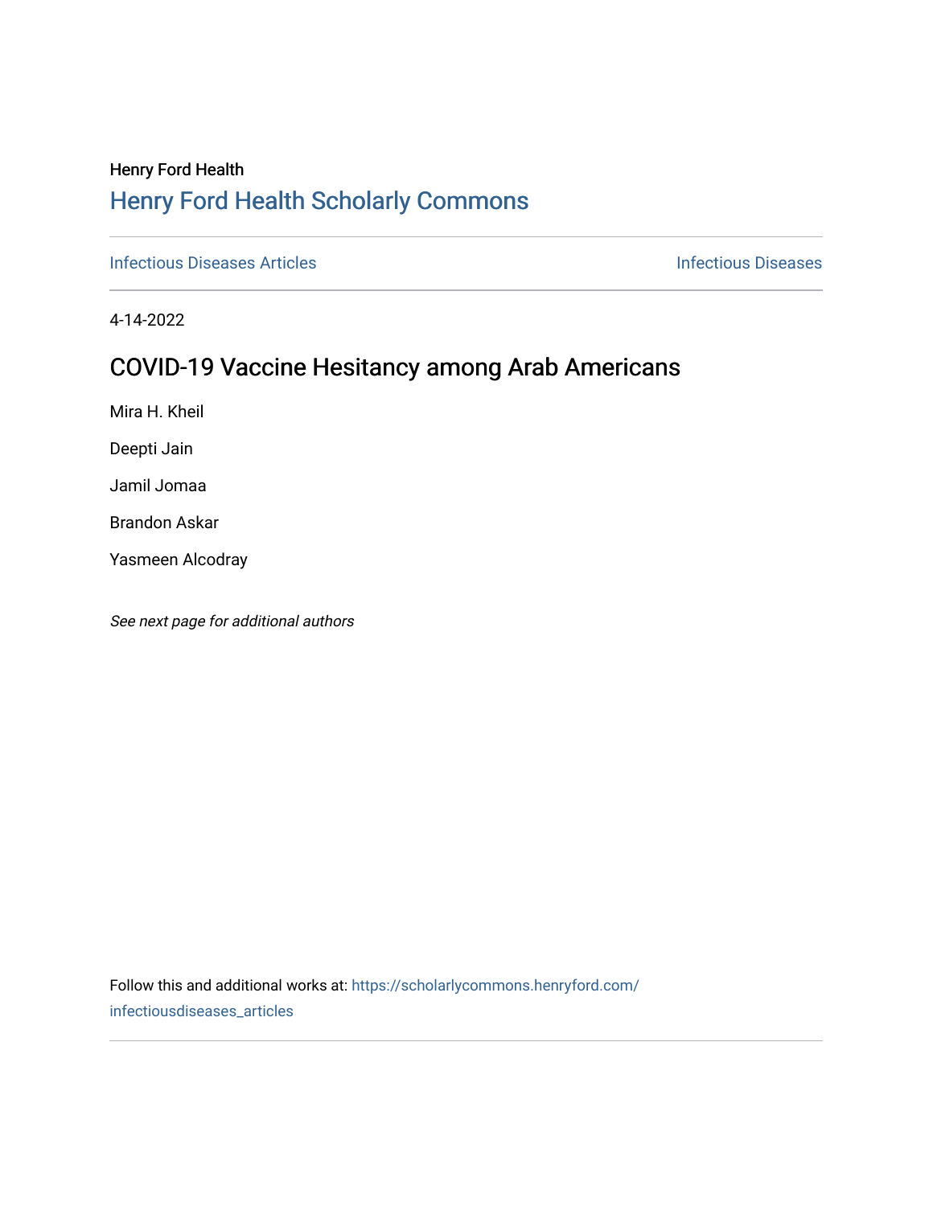Henry Ford Health

## Henry Ford Health Scholarly Commons

Infectious Diseases Articles — Infectious Diseases

4-14-2022

# COVID-19 Vaccine Hesitancy among Arab Americans

Mira H. Kheil

Deepti Jain

Jamil Jomaa

Brandon Askar

Yasmeen Alcodray

*See next page for additional authors*

Follow this and additional works at: https://scholarlycommons.henryford.com/infectiousdiseases_articles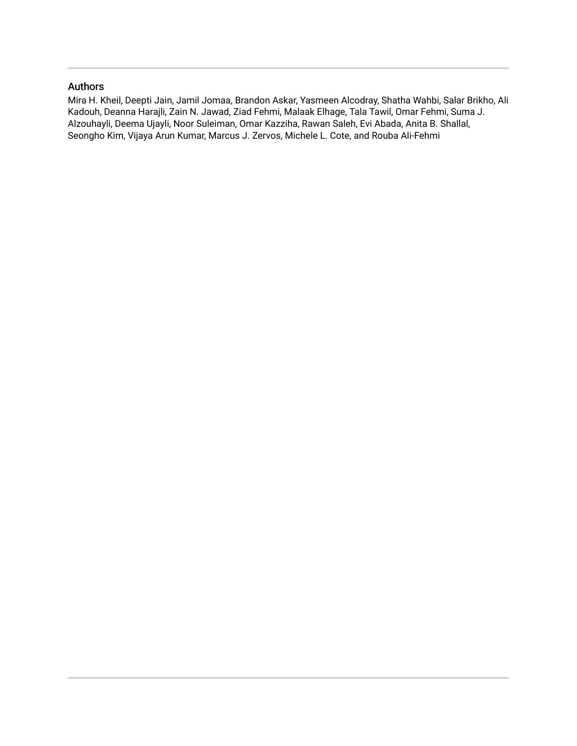## Authors

Mira H. Kheil, Deepti Jain, Jamil Jomaa, Brandon Askar, Yasmeen Alcodray, Shatha Wahbi, Salar Brikho, Ali Kadouh, Deanna Harajli, Zain N. Jawad, Ziad Fehmi, Malaak Elhage, Tala Tawil, Omar Fehmi, Suma J. Alzouhayli, Deema Ujayli, Noor Suleiman, Omar Kazziha, Rawan Saleh, Evi Abada, Anita B. Shallal, Seongho Kim, Vijaya Arun Kumar, Marcus J. Zervos, Michele L. Cote, and Rouba Ali-Fehmi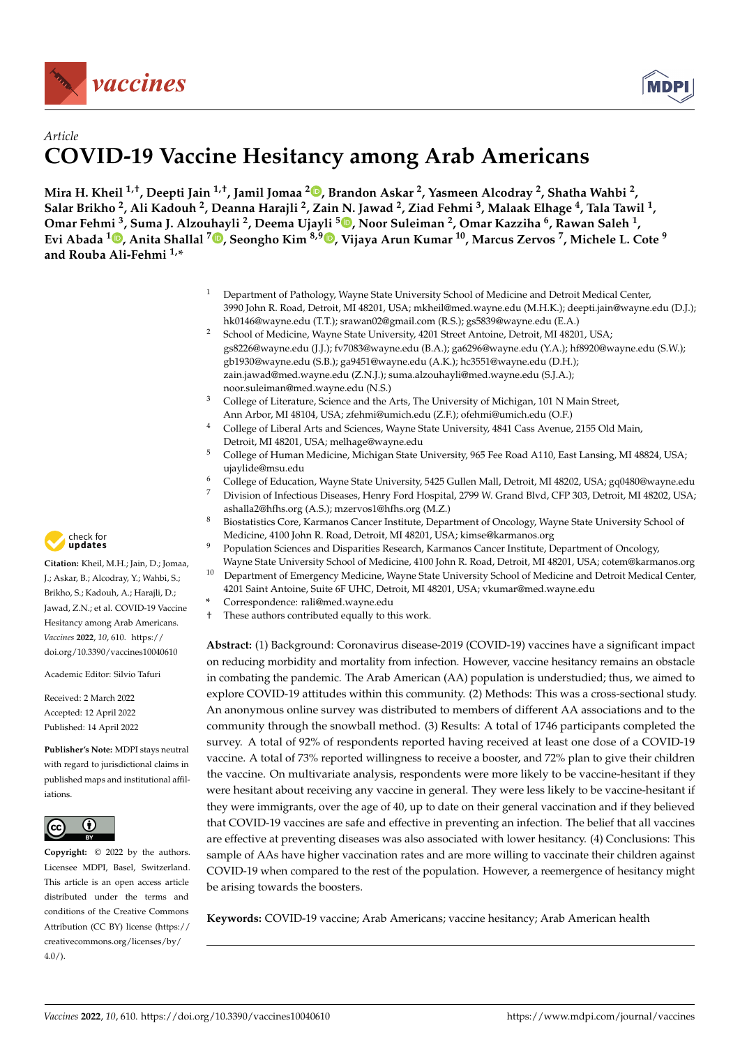Article

# COVID-19 Vaccine Hesitancy among Arab Americans

**Mira H. Kheil [1,†], Deepti Jain [1,†], Jamil Jomaa [2], Brandon Askar [2], Yasmeen Alcodray [2], Shatha Wahbi [2], Salar Brikho [2], Ali Kadouh [2], Deanna Harajli [2], Zain N. Jawad [2], Ziad Fehmi [3], Malaak Elhage [4], Tala Tawil [1], Omar Fehmi [3], Suma J. Alzouhayli [2], Deema Ujayli [5], Noor Suleiman [2], Omar Kazziha [6], Rawan Saleh [1], Evi Abada [1], Anita Shallal [7], Seongho Kim [8,9], Vijaya Arun Kumar [10], Marcus Zervos [7], Michele L. Cote [9] and Rouba Ali-Fehmi [1,*]**

1. Department of Pathology, Wayne State University School of Medicine and Detroit Medical Center, 3990 John R. Road, Detroit, MI 48201, USA; mkheil@med.wayne.edu (M.H.K.); deepti.jain@wayne.edu (D.J.); hk0146@wayne.edu (T.T.); srawan02@gmail.com (R.S.); gs5839@wayne.edu (E.A.)
2. School of Medicine, Wayne State University, 4201 Street Antoine, Detroit, MI 48201, USA; gs8226@wayne.edu (J.J.); fv7083@wayne.edu (B.A.); ga6296@wayne.edu (Y.A.); hf8920@wayne.edu (S.W.); gb1930@wayne.edu (S.B.); ga9451@wayne.edu (A.K.); hc3551@wayne.edu (D.H.); zain.jawad@med.wayne.edu (Z.N.J.); suma.alzouhayli@med.wayne.edu (S.J.A.); noor.suleiman@med.wayne.edu (N.S.)
3. College of Literature, Science and the Arts, The University of Michigan, 101 N Main Street, Ann Arbor, MI 48104, USA; zfehmi@umich.edu (Z.F.); ofehmi@umich.edu (O.F.)
4. College of Liberal Arts and Sciences, Wayne State University, 4841 Cass Avenue, 2155 Old Main, Detroit, MI 48201, USA; melhage@wayne.edu
5. College of Human Medicine, Michigan State University, 965 Fee Road A110, East Lansing, MI 48824, USA; ujaylide@msu.edu
6. College of Education, Wayne State University, 5425 Gullen Mall, Detroit, MI 48202, USA; gq0480@wayne.edu
7. Division of Infectious Diseases, Henry Ford Hospital, 2799 W. Grand Blvd, CFP 303, Detroit, MI 48202, USA; ashalla2@hfhs.org (A.S.); mzervos1@hfhs.org (M.Z.)
8. Biostatistics Core, Karmanos Cancer Institute, Department of Oncology, Wayne State University School of Medicine, 4100 John R. Road, Detroit, MI 48201, USA; kimse@karmanos.org
9. Population Sciences and Disparities Research, Karmanos Cancer Institute, Department of Oncology, Wayne State University School of Medicine, 4100 John R. Road, Detroit, MI 48201, USA; cotem@karmanos.org
10. Department of Emergency Medicine, Wayne State University School of Medicine and Detroit Medical Center, 4201 Saint Antoine, Suite 6F UHC, Detroit, MI 48201, USA; vkumar@med.wayne.edu

\* Correspondence: rali@med.wayne.edu

† These authors contributed equally to this work.

**Citation:** Kheil, M.H.; Jain, D.; Jomaa, J.; Askar, B.; Alcodray, Y.; Wahbi, S.; Brikho, S.; Kadouh, A.; Harajli, D.; Jawad, Z.N.; et al. COVID-19 Vaccine Hesitancy among Arab Americans. *Vaccines* **2022**, *10*, 610. https://doi.org/10.3390/vaccines10040610

Academic Editor: Silvio Tafuri

Received: 2 March 2022
Accepted: 12 April 2022
Published: 14 April 2022

**Publisher's Note:** MDPI stays neutral with regard to jurisdictional claims in published maps and institutional affiliations.

**Copyright:** © 2022 by the authors. Licensee MDPI, Basel, Switzerland. This article is an open access article distributed under the terms and conditions of the Creative Commons Attribution (CC BY) license (https://creativecommons.org/licenses/by/4.0/).

**Abstract:** (1) Background: Coronavirus disease-2019 (COVID-19) vaccines have a significant impact on reducing morbidity and mortality from infection. However, vaccine hesitancy remains an obstacle in combating the pandemic. The Arab American (AA) population is understudied; thus, we aimed to explore COVID-19 attitudes within this community. (2) Methods: This was a cross-sectional study. An anonymous online survey was distributed to members of different AA associations and to the community through the snowball method. (3) Results: A total of 1746 participants completed the survey. A total of 92% of respondents reported having received at least one dose of a COVID-19 vaccine. A total of 73% reported willingness to receive a booster, and 72% plan to give their children the vaccine. On multivariate analysis, respondents were more likely to be vaccine-hesitant if they were hesitant about receiving any vaccine in general. They were less likely to be vaccine-hesitant if they were immigrants, over the age of 40, up to date on their general vaccination and if they believed that COVID-19 vaccines are safe and effective in preventing an infection. The belief that all vaccines are effective at preventing diseases was also associated with lower hesitancy. (4) Conclusions: This sample of AAs have higher vaccination rates and are more willing to vaccinate their children against COVID-19 when compared to the rest of the population. However, a reemergence of hesitancy might be arising towards the boosters.

**Keywords:** COVID-19 vaccine; Arab Americans; vaccine hesitancy; Arab American health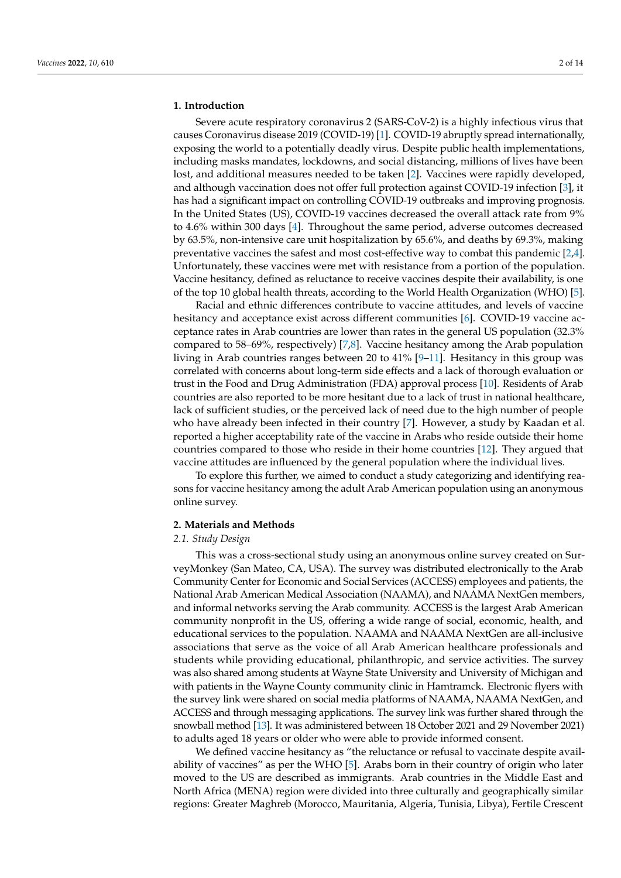## 1. Introduction

Severe acute respiratory coronavirus 2 (SARS-CoV-2) is a highly infectious virus that causes Coronavirus disease 2019 (COVID-19) [1]. COVID-19 abruptly spread internationally, exposing the world to a potentially deadly virus. Despite public health implementations, including masks mandates, lockdowns, and social distancing, millions of lives have been lost, and additional measures needed to be taken [2]. Vaccines were rapidly developed, and although vaccination does not offer full protection against COVID-19 infection [3], it has had a significant impact on controlling COVID-19 outbreaks and improving prognosis. In the United States (US), COVID-19 vaccines decreased the overall attack rate from 9% to 4.6% within 300 days [4]. Throughout the same period, adverse outcomes decreased by 63.5%, non-intensive care unit hospitalization by 65.6%, and deaths by 69.3%, making preventative vaccines the safest and most cost-effective way to combat this pandemic [2,4]. Unfortunately, these vaccines were met with resistance from a portion of the population. Vaccine hesitancy, defined as reluctance to receive vaccines despite their availability, is one of the top 10 global health threats, according to the World Health Organization (WHO) [5].

Racial and ethnic differences contribute to vaccine attitudes, and levels of vaccine hesitancy and acceptance exist across different communities [6]. COVID-19 vaccine acceptance rates in Arab countries are lower than rates in the general US population (32.3% compared to 58–69%, respectively) [7,8]. Vaccine hesitancy among the Arab population living in Arab countries ranges between 20 to 41% [9–11]. Hesitancy in this group was correlated with concerns about long-term side effects and a lack of thorough evaluation or trust in the Food and Drug Administration (FDA) approval process [10]. Residents of Arab countries are also reported to be more hesitant due to a lack of trust in national healthcare, lack of sufficient studies, or the perceived lack of need due to the high number of people who have already been infected in their country [7]. However, a study by Kaadan et al. reported a higher acceptability rate of the vaccine in Arabs who reside outside their home countries compared to those who reside in their home countries [12]. They argued that vaccine attitudes are influenced by the general population where the individual lives.

To explore this further, we aimed to conduct a study categorizing and identifying reasons for vaccine hesitancy among the adult Arab American population using an anonymous online survey.

## 2. Materials and Methods

### *2.1. Study Design*

This was a cross-sectional study using an anonymous online survey created on SurveyMonkey (San Mateo, CA, USA). The survey was distributed electronically to the Arab Community Center for Economic and Social Services (ACCESS) employees and patients, the National Arab American Medical Association (NAAMA), and NAAMA NextGen members, and informal networks serving the Arab community. ACCESS is the largest Arab American community nonprofit in the US, offering a wide range of social, economic, health, and educational services to the population. NAAMA and NAAMA NextGen are all-inclusive associations that serve as the voice of all Arab American healthcare professionals and students while providing educational, philanthropic, and service activities. The survey was also shared among students at Wayne State University and University of Michigan and with patients in the Wayne County community clinic in Hamtramck. Electronic flyers with the survey link were shared on social media platforms of NAAMA, NAAMA NextGen, and ACCESS and through messaging applications. The survey link was further shared through the snowball method [13]. It was administered between 18 October 2021 and 29 November 2021) to adults aged 18 years or older who were able to provide informed consent.

We defined vaccine hesitancy as "the reluctance or refusal to vaccinate despite availability of vaccines" as per the WHO [5]. Arabs born in their country of origin who later moved to the US are described as immigrants. Arab countries in the Middle East and North Africa (MENA) region were divided into three culturally and geographically similar regions: Greater Maghreb (Morocco, Mauritania, Algeria, Tunisia, Libya), Fertile Crescent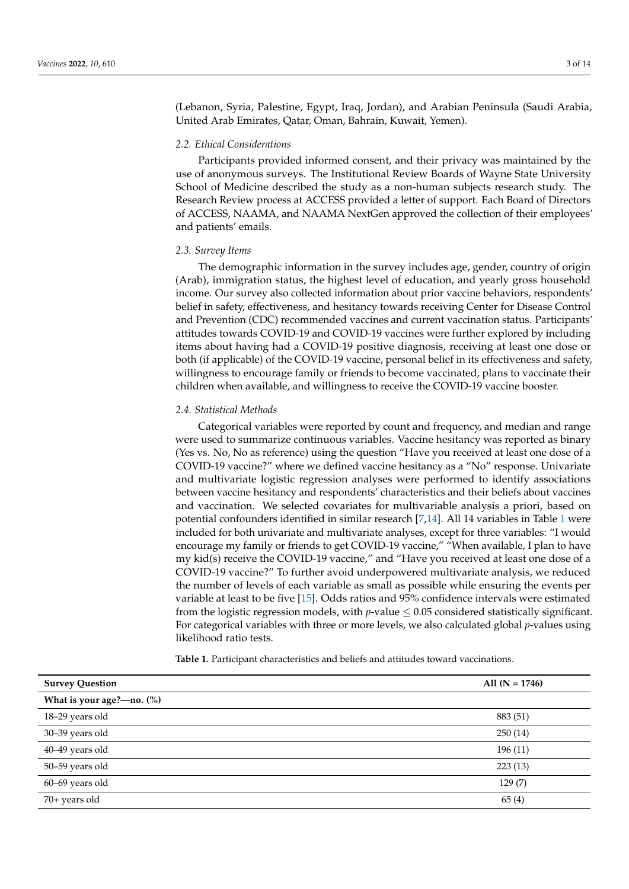(Lebanon, Syria, Palestine, Egypt, Iraq, Jordan), and Arabian Peninsula (Saudi Arabia, United Arab Emirates, Qatar, Oman, Bahrain, Kuwait, Yemen).

### *2.2. Ethical Considerations*

Participants provided informed consent, and their privacy was maintained by the use of anonymous surveys. The Institutional Review Boards of Wayne State University School of Medicine described the study as a non-human subjects research study. The Research Review process at ACCESS provided a letter of support. Each Board of Directors of ACCESS, NAAMA, and NAAMA NextGen approved the collection of their employees' and patients' emails.

### *2.3. Survey Items*

The demographic information in the survey includes age, gender, country of origin (Arab), immigration status, the highest level of education, and yearly gross household income. Our survey also collected information about prior vaccine behaviors, respondents' belief in safety, effectiveness, and hesitancy towards receiving Center for Disease Control and Prevention (CDC) recommended vaccines and current vaccination status. Participants' attitudes towards COVID-19 and COVID-19 vaccines were further explored by including items about having had a COVID-19 positive diagnosis, receiving at least one dose or both (if applicable) of the COVID-19 vaccine, personal belief in its effectiveness and safety, willingness to encourage family or friends to become vaccinated, plans to vaccinate their children when available, and willingness to receive the COVID-19 vaccine booster.

### *2.4. Statistical Methods*

Categorical variables were reported by count and frequency, and median and range were used to summarize continuous variables. Vaccine hesitancy was reported as binary (Yes vs. No, No as reference) using the question "Have you received at least one dose of a COVID-19 vaccine?" where we defined vaccine hesitancy as a "No" response. Univariate and multivariate logistic regression analyses were performed to identify associations between vaccine hesitancy and respondents' characteristics and their beliefs about vaccines and vaccination. We selected covariates for multivariable analysis a priori, based on potential confounders identified in similar research [7,14]. All 14 variables in Table 1 were included for both univariate and multivariate analyses, except for three variables: "I would encourage my family or friends to get COVID-19 vaccine," "When available, I plan to have my kid(s) receive the COVID-19 vaccine," and "Have you received at least one dose of a COVID-19 vaccine?" To further avoid underpowered multivariate analysis, we reduced the number of levels of each variable as small as possible while ensuring the events per variable at least to be five [15]. Odds ratios and 95% confidence intervals were estimated from the logistic regression models, with $p$-value $\leq 0.05$ considered statistically significant. For categorical variables with three or more levels, we also calculated global $p$-values using likelihood ratio tests.

**Table 1.** Participant characteristics and beliefs and attitudes toward vaccinations.

| Survey Question | All (N = 1746) |
| --- | --- |
| **What is your age?—no. (%)** | |
| 18–29 years old | 883 (51) |
| 30–39 years old | 250 (14) |
| 40–49 years old | 196 (11) |
| 50–59 years old | 223 (13) |
| 60–69 years old | 129 (7) |
| 70+ years old | 65 (4) |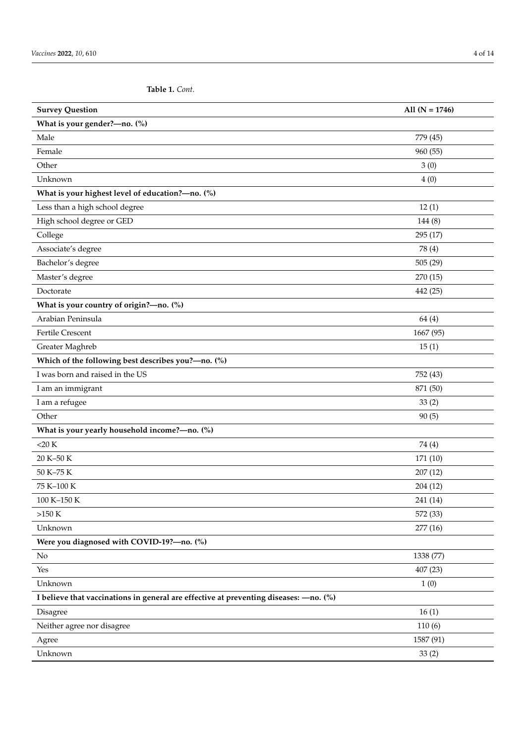**Table 1.** *Cont.*

| Survey Question | All (N = 1746) |
|---|---|
| **What is your gender?—no. (%)** | |
| Male | 779 (45) |
| Female | 960 (55) |
| Other | 3 (0) |
| Unknown | 4 (0) |
| **What is your highest level of education?—no. (%)** | |
| Less than a high school degree | 12 (1) |
| High school degree or GED | 144 (8) |
| College | 295 (17) |
| Associate's degree | 78 (4) |
| Bachelor's degree | 505 (29) |
| Master's degree | 270 (15) |
| Doctorate | 442 (25) |
| **What is your country of origin?—no. (%)** | |
| Arabian Peninsula | 64 (4) |
| Fertile Crescent | 1667 (95) |
| Greater Maghreb | 15 (1) |
| **Which of the following best describes you?—no. (%)** | |
| I was born and raised in the US | 752 (43) |
| I am an immigrant | 871 (50) |
| I am a refugee | 33 (2) |
| Other | 90 (5) |
| **What is your yearly household income?—no. (%)** | |
| <20 K | 74 (4) |
| 20 K–50 K | 171 (10) |
| 50 K–75 K | 207 (12) |
| 75 K–100 K | 204 (12) |
| 100 K–150 K | 241 (14) |
| >150 K | 572 (33) |
| Unknown | 277 (16) |
| **Were you diagnosed with COVID-19?—no. (%)** | |
| No | 1338 (77) |
| Yes | 407 (23) |
| Unknown | 1 (0) |
| **I believe that vaccinations in general are effective at preventing diseases: —no. (%)** | |
| Disagree | 16 (1) |
| Neither agree nor disagree | 110 (6) |
| Agree | 1587 (91) |
| Unknown | 33 (2) |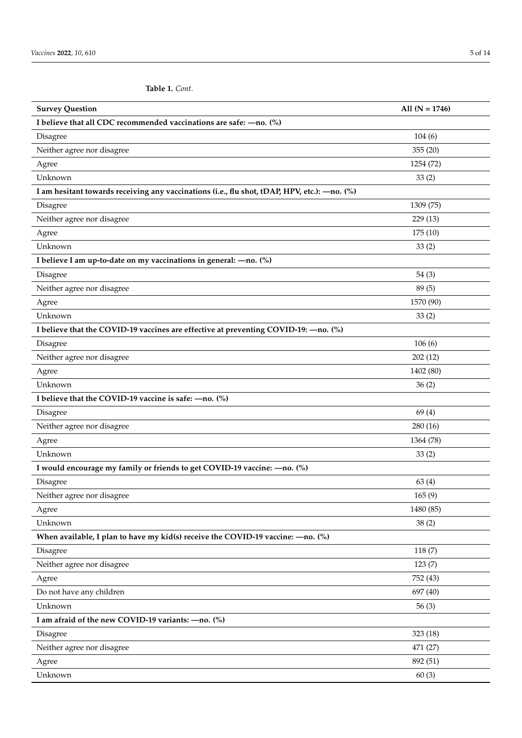**Table 1.** *Cont.*

| Survey Question | All (N = 1746) |
| --- | --- |
| **I believe that all CDC recommended vaccinations are safe: —no. (%)** | |
| Disagree | 104 (6) |
| Neither agree nor disagree | 355 (20) |
| Agree | 1254 (72) |
| Unknown | 33 (2) |
| **I am hesitant towards receiving any vaccinations (i.e., flu shot, tDAP, HPV, etc.): —no. (%)** | |
| Disagree | 1309 (75) |
| Neither agree nor disagree | 229 (13) |
| Agree | 175 (10) |
| Unknown | 33 (2) |
| **I believe I am up-to-date on my vaccinations in general: —no. (%)** | |
| Disagree | 54 (3) |
| Neither agree nor disagree | 89 (5) |
| Agree | 1570 (90) |
| Unknown | 33 (2) |
| **I believe that the COVID-19 vaccines are effective at preventing COVID-19: —no. (%)** | |
| Disagree | 106 (6) |
| Neither agree nor disagree | 202 (12) |
| Agree | 1402 (80) |
| Unknown | 36 (2) |
| **I believe that the COVID-19 vaccine is safe: —no. (%)** | |
| Disagree | 69 (4) |
| Neither agree nor disagree | 280 (16) |
| Agree | 1364 (78) |
| Unknown | 33 (2) |
| **I would encourage my family or friends to get COVID-19 vaccine: —no. (%)** | |
| Disagree | 63 (4) |
| Neither agree nor disagree | 165 (9) |
| Agree | 1480 (85) |
| Unknown | 38 (2) |
| **When available, I plan to have my kid(s) receive the COVID-19 vaccine: —no. (%)** | |
| Disagree | 118 (7) |
| Neither agree nor disagree | 123 (7) |
| Agree | 752 (43) |
| Do not have any children | 697 (40) |
| Unknown | 56 (3) |
| **I am afraid of the new COVID-19 variants: —no. (%)** | |
| Disagree | 323 (18) |
| Neither agree nor disagree | 471 (27) |
| Agree | 892 (51) |
| Unknown | 60 (3) |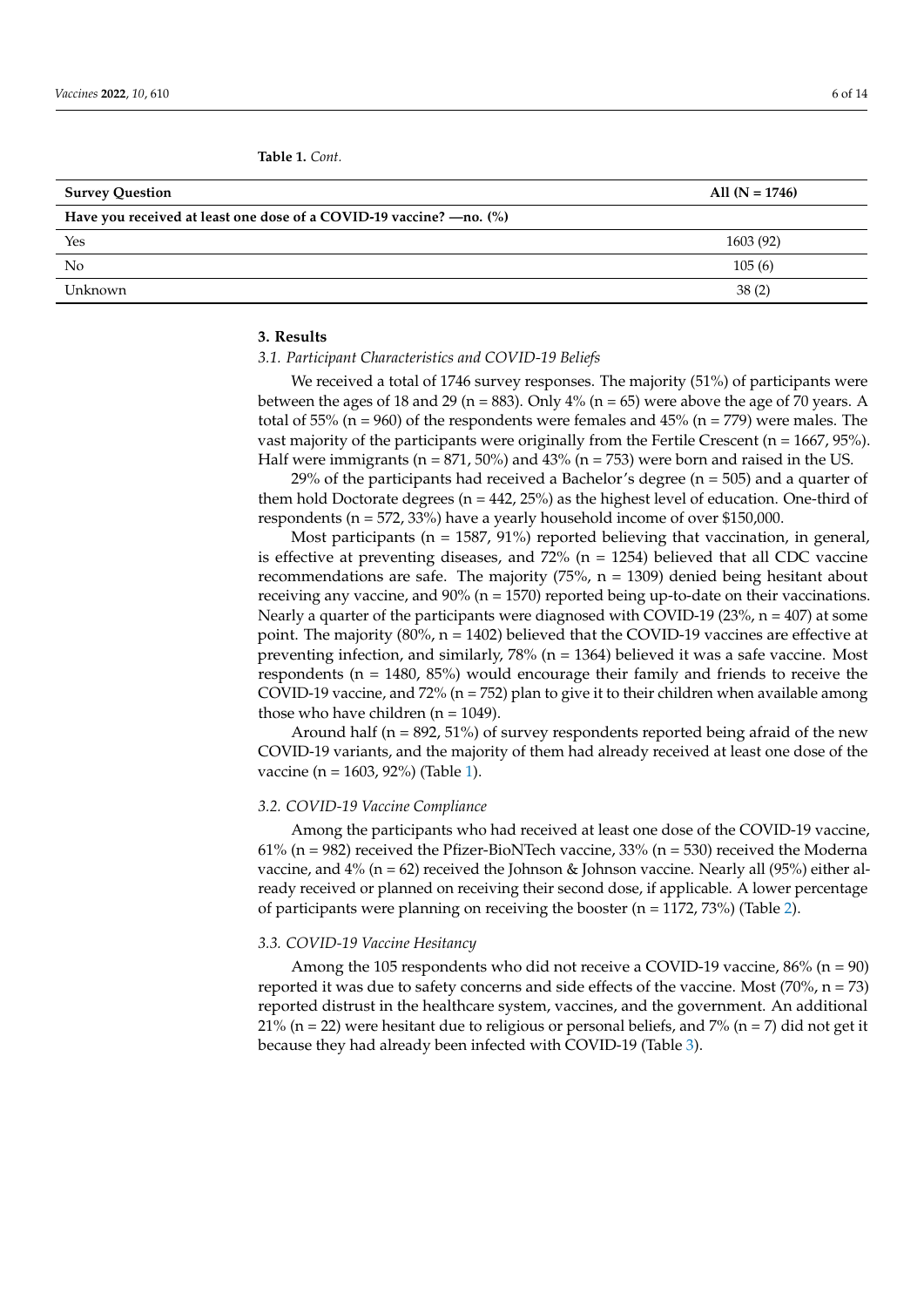**Table 1.** *Cont.*

| Survey Question | All (N = 1746) |
|---|---|
| **Have you received at least one dose of a COVID-19 vaccine? —no. (%)** | |
| Yes | 1603 (92) |
| No | 105 (6) |
| Unknown | 38 (2) |

## 3. Results

### *3.1. Participant Characteristics and COVID-19 Beliefs*

We received a total of 1746 survey responses. The majority (51%) of participants were between the ages of 18 and 29 (n = 883). Only 4% (n = 65) were above the age of 70 years. A total of 55% (n = 960) of the respondents were females and 45% (n = 779) were males. The vast majority of the participants were originally from the Fertile Crescent (n = 1667, 95%). Half were immigrants (n = 871, 50%) and 43% (n = 753) were born and raised in the US.

29% of the participants had received a Bachelor's degree (n = 505) and a quarter of them hold Doctorate degrees (n = 442, 25%) as the highest level of education. One-third of respondents (n = 572, 33%) have a yearly household income of over $150,000.

Most participants (n = 1587, 91%) reported believing that vaccination, in general, is effective at preventing diseases, and 72% (n = 1254) believed that all CDC vaccine recommendations are safe. The majority (75%, n = 1309) denied being hesitant about receiving any vaccine, and 90% (n = 1570) reported being up-to-date on their vaccinations. Nearly a quarter of the participants were diagnosed with COVID-19 (23%, n = 407) at some point. The majority (80%, n = 1402) believed that the COVID-19 vaccines are effective at preventing infection, and similarly, 78% (n = 1364) believed it was a safe vaccine. Most respondents (n = 1480, 85%) would encourage their family and friends to receive the COVID-19 vaccine, and 72% (n = 752) plan to give it to their children when available among those who have children (n = 1049).

Around half (n = 892, 51%) of survey respondents reported being afraid of the new COVID-19 variants, and the majority of them had already received at least one dose of the vaccine (n = 1603, 92%) (Table 1).

### *3.2. COVID-19 Vaccine Compliance*

Among the participants who had received at least one dose of the COVID-19 vaccine, 61% (n = 982) received the Pfizer-BioNTech vaccine, 33% (n = 530) received the Moderna vaccine, and 4% (n = 62) received the Johnson & Johnson vaccine. Nearly all (95%) either already received or planned on receiving their second dose, if applicable. A lower percentage of participants were planning on receiving the booster (n = 1172, 73%) (Table 2).

### *3.3. COVID-19 Vaccine Hesitancy*

Among the 105 respondents who did not receive a COVID-19 vaccine, 86% (n = 90) reported it was due to safety concerns and side effects of the vaccine. Most (70%, n = 73) reported distrust in the healthcare system, vaccines, and the government. An additional 21% (n = 22) were hesitant due to religious or personal beliefs, and 7% (n = 7) did not get it because they had already been infected with COVID-19 (Table 3).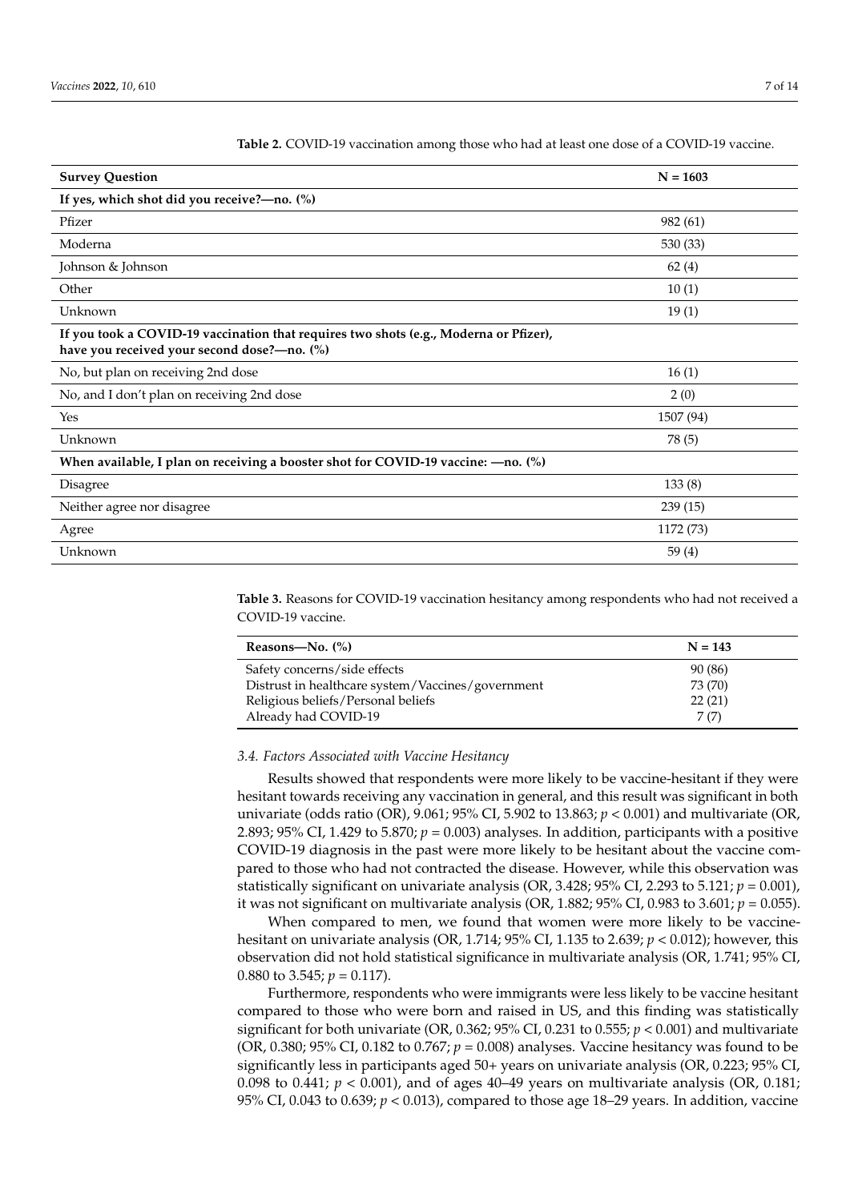**Table 2.** COVID-19 vaccination among those who had at least one dose of a COVID-19 vaccine.

| Survey Question | N = 1603 |
|---|---|
| **If yes, which shot did you receive?—no. (%)** | |
| Pfizer | 982 (61) |
| Moderna | 530 (33) |
| Johnson & Johnson | 62 (4) |
| Other | 10 (1) |
| Unknown | 19 (1) |
| **If you took a COVID-19 vaccination that requires two shots (e.g., Moderna or Pfizer), have you received your second dose?—no. (%)** | |
| No, but plan on receiving 2nd dose | 16 (1) |
| No, and I don't plan on receiving 2nd dose | 2 (0) |
| Yes | 1507 (94) |
| Unknown | 78 (5) |
| **When available, I plan on receiving a booster shot for COVID-19 vaccine: —no. (%)** | |
| Disagree | 133 (8) |
| Neither agree nor disagree | 239 (15) |
| Agree | 1172 (73) |
| Unknown | 59 (4) |

**Table 3.** Reasons for COVID-19 vaccination hesitancy among respondents who had not received a COVID-19 vaccine.

| Reasons—No. (%) | N = 143 |
|---|---|
| Safety concerns/side effects | 90 (86) |
| Distrust in healthcare system/Vaccines/government | 73 (70) |
| Religious beliefs/Personal beliefs | 22 (21) |
| Already had COVID-19 | 7 (7) |

### 3.4. Factors Associated with Vaccine Hesitancy

Results showed that respondents were more likely to be vaccine-hesitant if they were hesitant towards receiving any vaccination in general, and this result was significant in both univariate (odds ratio (OR), 9.061; 95% CI, 5.902 to 13.863; $p < 0.001$) and multivariate (OR, 2.893; 95% CI, 1.429 to 5.870; $p = 0.003$) analyses. In addition, participants with a positive COVID-19 diagnosis in the past were more likely to be hesitant about the vaccine compared to those who had not contracted the disease. However, while this observation was statistically significant on univariate analysis (OR, 3.428; 95% CI, 2.293 to 5.121; $p = 0.001$), it was not significant on multivariate analysis (OR, 1.882; 95% CI, 0.983 to 3.601; $p = 0.055$).

When compared to men, we found that women were more likely to be vaccine-hesitant on univariate analysis (OR, 1.714; 95% CI, 1.135 to 2.639; $p < 0.012$); however, this observation did not hold statistical significance in multivariate analysis (OR, 1.741; 95% CI, 0.880 to 3.545; $p = 0.117$).

Furthermore, respondents who were immigrants were less likely to be vaccine hesitant compared to those who were born and raised in US, and this finding was statistically significant for both univariate (OR, 0.362; 95% CI, 0.231 to 0.555; $p < 0.001$) and multivariate (OR, 0.380; 95% CI, 0.182 to 0.767; $p = 0.008$) analyses. Vaccine hesitancy was found to be significantly less in participants aged 50+ years on univariate analysis (OR, 0.223; 95% CI, 0.098 to 0.441; $p < 0.001$), and of ages 40–49 years on multivariate analysis (OR, 0.181; 95% CI, 0.043 to 0.639; $p < 0.013$), compared to those age 18–29 years. In addition, vaccine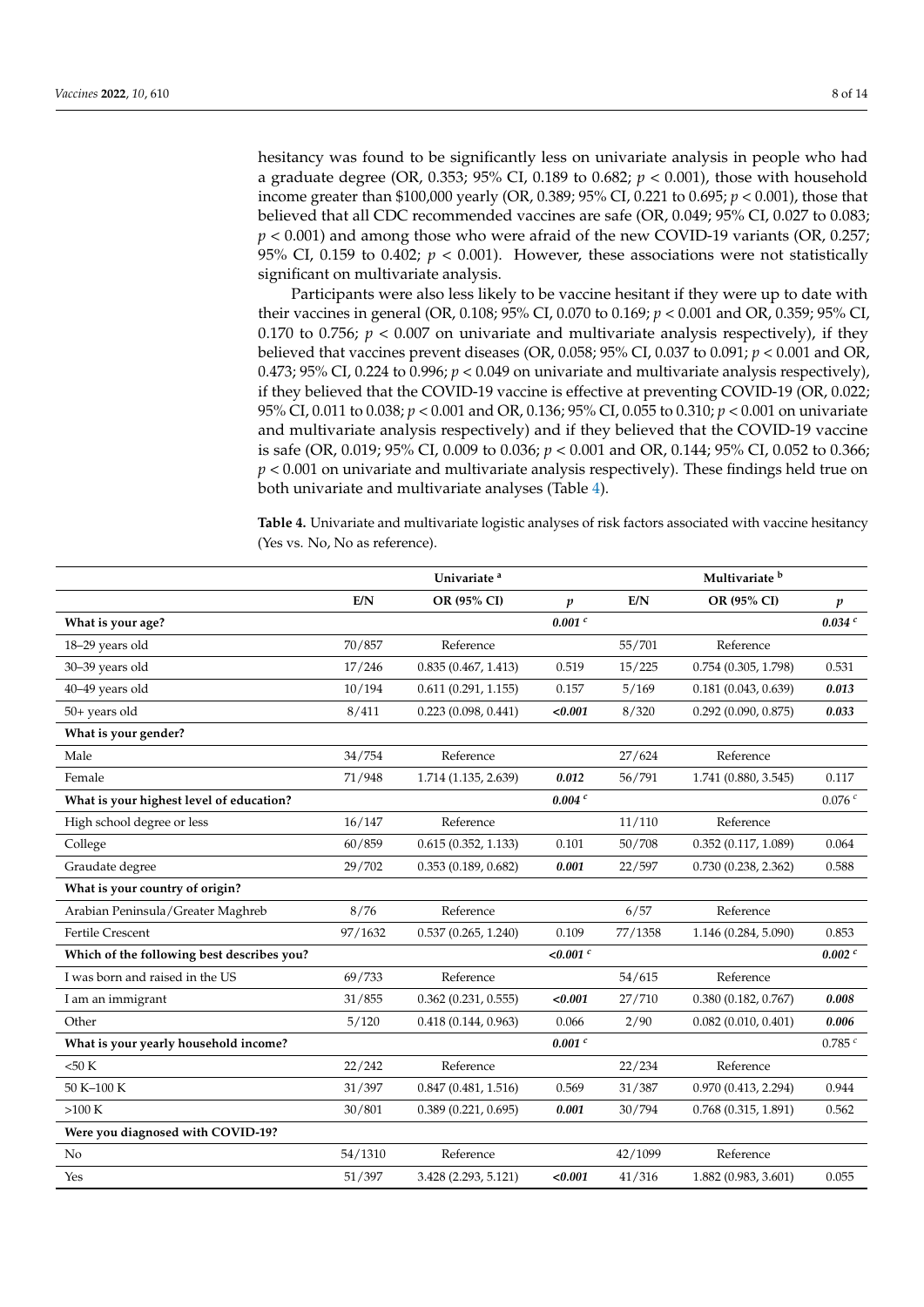hesitancy was found to be significantly less on univariate analysis in people who had a graduate degree (OR, 0.353; 95% CI, 0.189 to 0.682; $p < 0.001$), those with household income greater than $100,000 yearly (OR, 0.389; 95% CI, 0.221 to 0.695; $p < 0.001$), those that believed that all CDC recommended vaccines are safe (OR, 0.049; 95% CI, 0.027 to 0.083; $p < 0.001$) and among those who were afraid of the new COVID-19 variants (OR, 0.257; 95% CI, 0.159 to 0.402; $p < 0.001$). However, these associations were not statistically significant on multivariate analysis.

Participants were also less likely to be vaccine hesitant if they were up to date with their vaccines in general (OR, 0.108; 95% CI, 0.070 to 0.169; $p < 0.001$ and OR, 0.359; 95% CI, 0.170 to 0.756; $p < 0.007$ on univariate and multivariate analysis respectively), if they believed that vaccines prevent diseases (OR, 0.058; 95% CI, 0.037 to 0.091; $p < 0.001$ and OR, 0.473; 95% CI, 0.224 to 0.996; $p < 0.049$ on univariate and multivariate analysis respectively), if they believed that the COVID-19 vaccine is effective at preventing COVID-19 (OR, 0.022; 95% CI, 0.011 to 0.038; $p < 0.001$ and OR, 0.136; 95% CI, 0.055 to 0.310; $p < 0.001$ on univariate and multivariate analysis respectively) and if they believed that the COVID-19 vaccine is safe (OR, 0.019; 95% CI, 0.009 to 0.036; $p < 0.001$ and OR, 0.144; 95% CI, 0.052 to 0.366; $p < 0.001$ on univariate and multivariate analysis respectively). These findings held true on both univariate and multivariate analyses (Table 4).

**Table 4.** Univariate and multivariate logistic analyses of risk factors associated with vaccine hesitancy (Yes vs. No, No as reference).

| | Univariate [a] | | | Multivariate [b] | | |
|---|---|---|---|---|---|---|
| | E/N | OR (95% CI) | *p* | E/N | OR (95% CI) | *p* |
| **What is your age?** | | | ***0.001*** [c] | | | ***0.034*** [c] |
| 18–29 years old | 70/857 | Reference | | 55/701 | Reference | |
| 30–39 years old | 17/246 | 0.835 (0.467, 1.413) | 0.519 | 15/225 | 0.754 (0.305, 1.798) | 0.531 |
| 40–49 years old | 10/194 | 0.611 (0.291, 1.155) | 0.157 | 5/169 | 0.181 (0.043, 0.639) | ***0.013*** |
| 50+ years old | 8/411 | 0.223 (0.098, 0.441) | ***<0.001*** | 8/320 | 0.292 (0.090, 0.875) | ***0.033*** |
| **What is your gender?** | | | | | | |
| Male | 34/754 | Reference | | 27/624 | Reference | |
| Female | 71/948 | 1.714 (1.135, 2.639) | ***0.012*** | 56/791 | 1.741 (0.880, 3.545) | 0.117 |
| **What is your highest level of education?** | | | ***0.004*** [c] | | | 0.076 [c] |
| High school degree or less | 16/147 | Reference | | 11/110 | Reference | |
| College | 60/859 | 0.615 (0.352, 1.133) | 0.101 | 50/708 | 0.352 (0.117, 1.089) | 0.064 |
| Graudate degree | 29/702 | 0.353 (0.189, 0.682) | ***0.001*** | 22/597 | 0.730 (0.238, 2.362) | 0.588 |
| **What is your country of origin?** | | | | | | |
| Arabian Peninsula/Greater Maghreb | 8/76 | Reference | | 6/57 | Reference | |
| Fertile Crescent | 97/1632 | 0.537 (0.265, 1.240) | 0.109 | 77/1358 | 1.146 (0.284, 5.090) | 0.853 |
| **Which of the following best describes you?** | | | ***<0.001*** [c] | | | ***0.002*** [c] |
| I was born and raised in the US | 69/733 | Reference | | 54/615 | Reference | |
| I am an immigrant | 31/855 | 0.362 (0.231, 0.555) | ***<0.001*** | 27/710 | 0.380 (0.182, 0.767) | ***0.008*** |
| Other | 5/120 | 0.418 (0.144, 0.963) | 0.066 | 2/90 | 0.082 (0.010, 0.401) | ***0.006*** |
| **What is your yearly household income?** | | | ***0.001*** [c] | | | 0.785 [c] |
| <50 K | 22/242 | Reference | | 22/234 | Reference | |
| 50 K–100 K | 31/397 | 0.847 (0.481, 1.516) | 0.569 | 31/387 | 0.970 (0.413, 2.294) | 0.944 |
| >100 K | 30/801 | 0.389 (0.221, 0.695) | ***0.001*** | 30/794 | 0.768 (0.315, 1.891) | 0.562 |
| **Were you diagnosed with COVID-19?** | | | | | | |
| No | 54/1310 | Reference | | 42/1099 | Reference | |
| Yes | 51/397 | 3.428 (2.293, 5.121) | ***<0.001*** | 41/316 | 1.882 (0.983, 3.601) | 0.055 |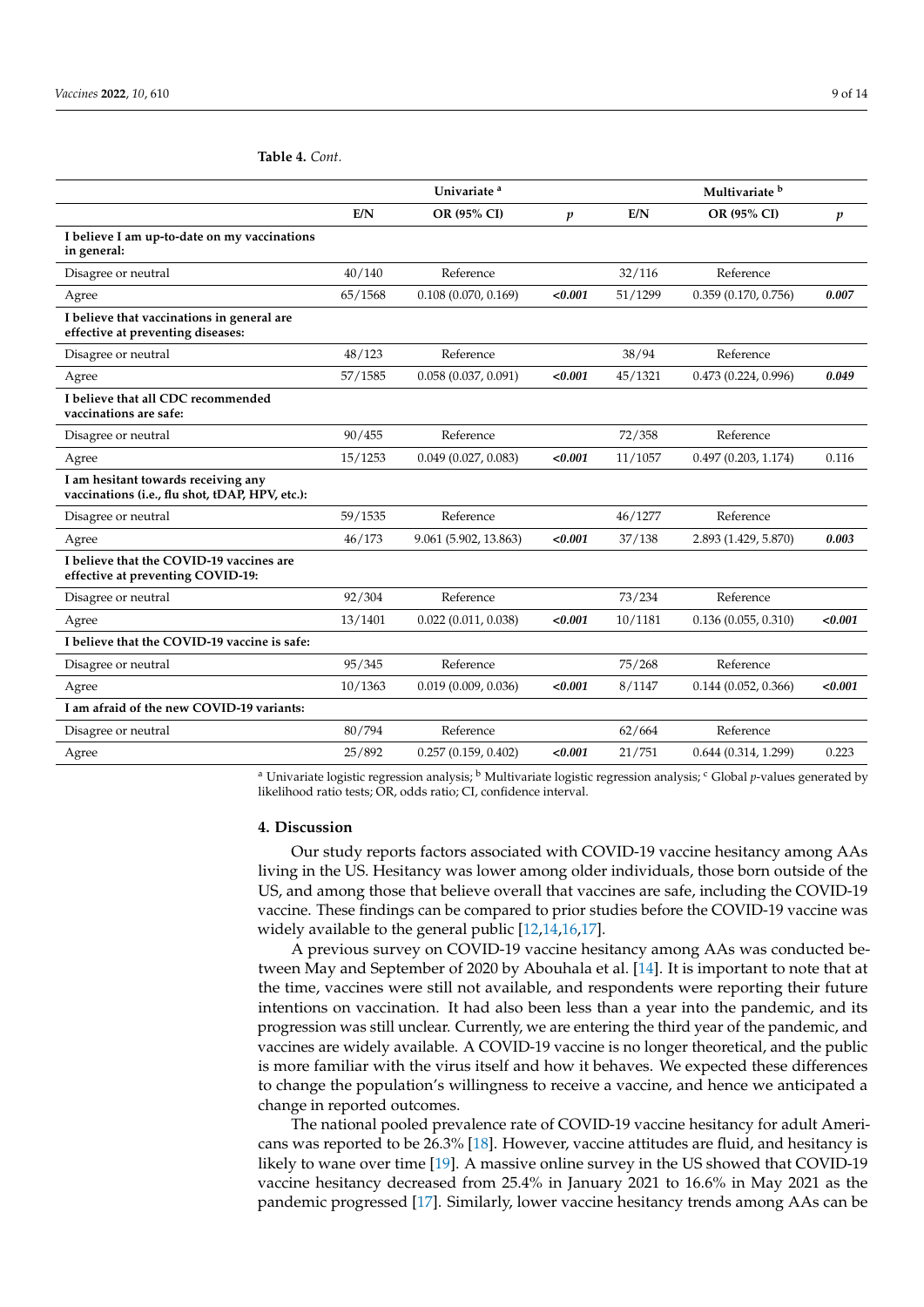**Table 4.** *Cont.*

| | Univariate [a] | | | Multivariate [b] | | |
|---|---|---|---|---|---|---|
| | **E/N** | **OR (95% CI)** | ***p*** | **E/N** | **OR (95% CI)** | ***p*** |
| **I believe I am up-to-date on my vaccinations in general:** | | | | | | |
| Disagree or neutral | 40/140 | Reference | | 32/116 | Reference | |
| Agree | 65/1568 | 0.108 (0.070, 0.169) | ***<0.001*** | 51/1299 | 0.359 (0.170, 0.756) | ***0.007*** |
| **I believe that vaccinations in general are effective at preventing diseases:** | | | | | | |
| Disagree or neutral | 48/123 | Reference | | 38/94 | Reference | |
| Agree | 57/1585 | 0.058 (0.037, 0.091) | ***<0.001*** | 45/1321 | 0.473 (0.224, 0.996) | ***0.049*** |
| **I believe that all CDC recommended vaccinations are safe:** | | | | | | |
| Disagree or neutral | 90/455 | Reference | | 72/358 | Reference | |
| Agree | 15/1253 | 0.049 (0.027, 0.083) | ***<0.001*** | 11/1057 | 0.497 (0.203, 1.174) | 0.116 |
| **I am hesitant towards receiving any vaccinations (i.e., flu shot, tDAP, HPV, etc.):** | | | | | | |
| Disagree or neutral | 59/1535 | Reference | | 46/1277 | Reference | |
| Agree | 46/173 | 9.061 (5.902, 13.863) | ***<0.001*** | 37/138 | 2.893 (1.429, 5.870) | ***0.003*** |
| **I believe that the COVID-19 vaccines are effective at preventing COVID-19:** | | | | | | |
| Disagree or neutral | 92/304 | Reference | | 73/234 | Reference | |
| Agree | 13/1401 | 0.022 (0.011, 0.038) | ***<0.001*** | 10/1181 | 0.136 (0.055, 0.310) | ***<0.001*** |
| **I believe that the COVID-19 vaccine is safe:** | | | | | | |
| Disagree or neutral | 95/345 | Reference | | 75/268 | Reference | |
| Agree | 10/1363 | 0.019 (0.009, 0.036) | ***<0.001*** | 8/1147 | 0.144 (0.052, 0.366) | ***<0.001*** |
| **I am afraid of the new COVID-19 variants:** | | | | | | |
| Disagree or neutral | 80/794 | Reference | | 62/664 | Reference | |
| Agree | 25/892 | 0.257 (0.159, 0.402) | ***<0.001*** | 21/751 | 0.644 (0.314, 1.299) | 0.223 |

[a] Univariate logistic regression analysis; [b] Multivariate logistic regression analysis; [c] Global *p*-values generated by likelihood ratio tests; OR, odds ratio; CI, confidence interval.

## 4. Discussion

Our study reports factors associated with COVID-19 vaccine hesitancy among AAs living in the US. Hesitancy was lower among older individuals, those born outside of the US, and among those that believe overall that vaccines are safe, including the COVID-19 vaccine. These findings can be compared to prior studies before the COVID-19 vaccine was widely available to the general public [12,14,16,17].

A previous survey on COVID-19 vaccine hesitancy among AAs was conducted between May and September of 2020 by Abouhala et al. [14]. It is important to note that at the time, vaccines were still not available, and respondents were reporting their future intentions on vaccination. It had also been less than a year into the pandemic, and its progression was still unclear. Currently, we are entering the third year of the pandemic, and vaccines are widely available. A COVID-19 vaccine is no longer theoretical, and the public is more familiar with the virus itself and how it behaves. We expected these differences to change the population's willingness to receive a vaccine, and hence we anticipated a change in reported outcomes.

The national pooled prevalence rate of COVID-19 vaccine hesitancy for adult Americans was reported to be 26.3% [18]. However, vaccine attitudes are fluid, and hesitancy is likely to wane over time [19]. A massive online survey in the US showed that COVID-19 vaccine hesitancy decreased from 25.4% in January 2021 to 16.6% in May 2021 as the pandemic progressed [17]. Similarly, lower vaccine hesitancy trends among AAs can be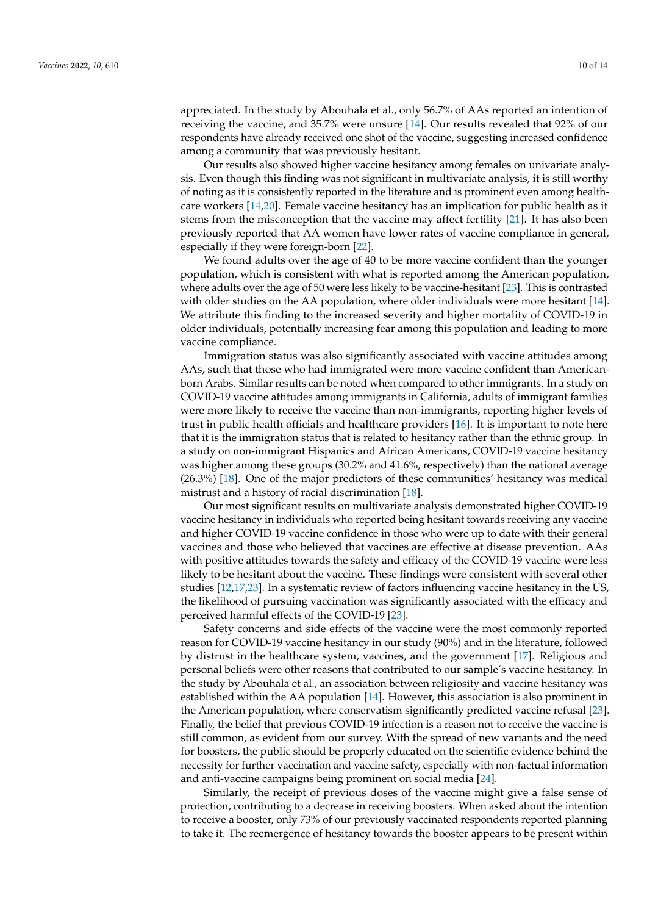appreciated. In the study by Abouhala et al., only 56.7% of AAs reported an intention of receiving the vaccine, and 35.7% were unsure [14]. Our results revealed that 92% of our respondents have already received one shot of the vaccine, suggesting increased confidence among a community that was previously hesitant.

Our results also showed higher vaccine hesitancy among females on univariate analysis. Even though this finding was not significant in multivariate analysis, it is still worthy of noting as it is consistently reported in the literature and is prominent even among healthcare workers [14,20]. Female vaccine hesitancy has an implication for public health as it stems from the misconception that the vaccine may affect fertility [21]. It has also been previously reported that AA women have lower rates of vaccine compliance in general, especially if they were foreign-born [22].

We found adults over the age of 40 to be more vaccine confident than the younger population, which is consistent with what is reported among the American population, where adults over the age of 50 were less likely to be vaccine-hesitant [23]. This is contrasted with older studies on the AA population, where older individuals were more hesitant [14]. We attribute this finding to the increased severity and higher mortality of COVID-19 in older individuals, potentially increasing fear among this population and leading to more vaccine compliance.

Immigration status was also significantly associated with vaccine attitudes among AAs, such that those who had immigrated were more vaccine confident than American-born Arabs. Similar results can be noted when compared to other immigrants. In a study on COVID-19 vaccine attitudes among immigrants in California, adults of immigrant families were more likely to receive the vaccine than non-immigrants, reporting higher levels of trust in public health officials and healthcare providers [16]. It is important to note here that it is the immigration status that is related to hesitancy rather than the ethnic group. In a study on non-immigrant Hispanics and African Americans, COVID-19 vaccine hesitancy was higher among these groups (30.2% and 41.6%, respectively) than the national average (26.3%) [18]. One of the major predictors of these communities' hesitancy was medical mistrust and a history of racial discrimination [18].

Our most significant results on multivariate analysis demonstrated higher COVID-19 vaccine hesitancy in individuals who reported being hesitant towards receiving any vaccine and higher COVID-19 vaccine confidence in those who were up to date with their general vaccines and those who believed that vaccines are effective at disease prevention. AAs with positive attitudes towards the safety and efficacy of the COVID-19 vaccine were less likely to be hesitant about the vaccine. These findings were consistent with several other studies [12,17,23]. In a systematic review of factors influencing vaccine hesitancy in the US, the likelihood of pursuing vaccination was significantly associated with the efficacy and perceived harmful effects of the COVID-19 [23].

Safety concerns and side effects of the vaccine were the most commonly reported reason for COVID-19 vaccine hesitancy in our study (90%) and in the literature, followed by distrust in the healthcare system, vaccines, and the government [17]. Religious and personal beliefs were other reasons that contributed to our sample's vaccine hesitancy. In the study by Abouhala et al., an association between religiosity and vaccine hesitancy was established within the AA population [14]. However, this association is also prominent in the American population, where conservatism significantly predicted vaccine refusal [23]. Finally, the belief that previous COVID-19 infection is a reason not to receive the vaccine is still common, as evident from our survey. With the spread of new variants and the need for boosters, the public should be properly educated on the scientific evidence behind the necessity for further vaccination and vaccine safety, especially with non-factual information and anti-vaccine campaigns being prominent on social media [24].

Similarly, the receipt of previous doses of the vaccine might give a false sense of protection, contributing to a decrease in receiving boosters. When asked about the intention to receive a booster, only 73% of our previously vaccinated respondents reported planning to take it. The reemergence of hesitancy towards the booster appears to be present within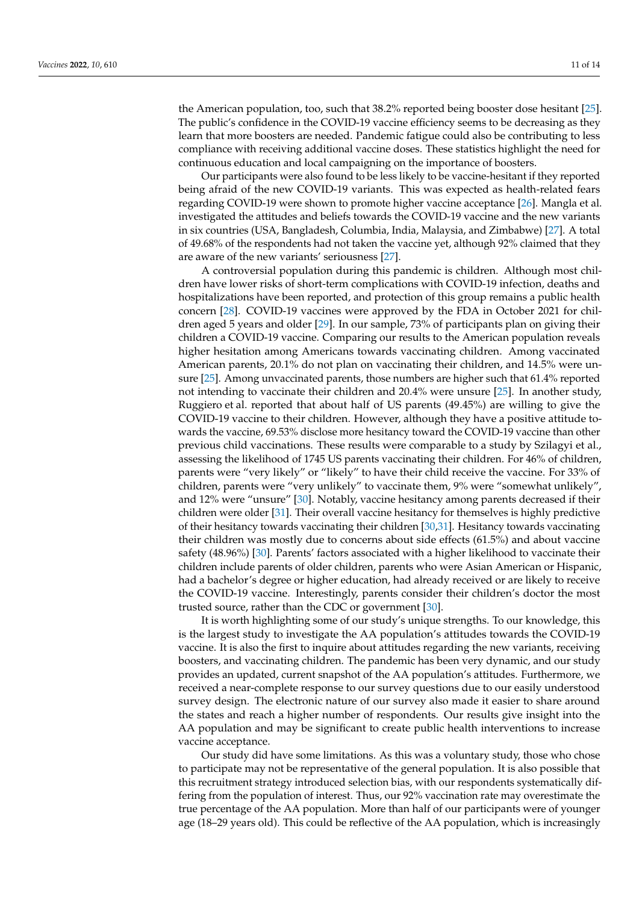the American population, too, such that 38.2% reported being booster dose hesitant [25]. The public's confidence in the COVID-19 vaccine efficiency seems to be decreasing as they learn that more boosters are needed. Pandemic fatigue could also be contributing to less compliance with receiving additional vaccine doses. These statistics highlight the need for continuous education and local campaigning on the importance of boosters.

Our participants were also found to be less likely to be vaccine-hesitant if they reported being afraid of the new COVID-19 variants. This was expected as health-related fears regarding COVID-19 were shown to promote higher vaccine acceptance [26]. Mangla et al. investigated the attitudes and beliefs towards the COVID-19 vaccine and the new variants in six countries (USA, Bangladesh, Columbia, India, Malaysia, and Zimbabwe) [27]. A total of 49.68% of the respondents had not taken the vaccine yet, although 92% claimed that they are aware of the new variants' seriousness [27].

A controversial population during this pandemic is children. Although most children have lower risks of short-term complications with COVID-19 infection, deaths and hospitalizations have been reported, and protection of this group remains a public health concern [28]. COVID-19 vaccines were approved by the FDA in October 2021 for children aged 5 years and older [29]. In our sample, 73% of participants plan on giving their children a COVID-19 vaccine. Comparing our results to the American population reveals higher hesitation among Americans towards vaccinating children. Among vaccinated American parents, 20.1% do not plan on vaccinating their children, and 14.5% were unsure [25]. Among unvaccinated parents, those numbers are higher such that 61.4% reported not intending to vaccinate their children and 20.4% were unsure [25]. In another study, Ruggiero et al. reported that about half of US parents (49.45%) are willing to give the COVID-19 vaccine to their children. However, although they have a positive attitude towards the vaccine, 69.53% disclose more hesitancy toward the COVID-19 vaccine than other previous child vaccinations. These results were comparable to a study by Szilagyi et al., assessing the likelihood of 1745 US parents vaccinating their children. For 46% of children, parents were "very likely" or "likely" to have their child receive the vaccine. For 33% of children, parents were "very unlikely" to vaccinate them, 9% were "somewhat unlikely", and 12% were "unsure" [30]. Notably, vaccine hesitancy among parents decreased if their children were older [31]. Their overall vaccine hesitancy for themselves is highly predictive of their hesitancy towards vaccinating their children [30,31]. Hesitancy towards vaccinating their children was mostly due to concerns about side effects (61.5%) and about vaccine safety (48.96%) [30]. Parents' factors associated with a higher likelihood to vaccinate their children include parents of older children, parents who were Asian American or Hispanic, had a bachelor's degree or higher education, had already received or are likely to receive the COVID-19 vaccine. Interestingly, parents consider their children's doctor the most trusted source, rather than the CDC or government [30].

It is worth highlighting some of our study's unique strengths. To our knowledge, this is the largest study to investigate the AA population's attitudes towards the COVID-19 vaccine. It is also the first to inquire about attitudes regarding the new variants, receiving boosters, and vaccinating children. The pandemic has been very dynamic, and our study provides an updated, current snapshot of the AA population's attitudes. Furthermore, we received a near-complete response to our survey questions due to our easily understood survey design. The electronic nature of our survey also made it easier to share around the states and reach a higher number of respondents. Our results give insight into the AA population and may be significant to create public health interventions to increase vaccine acceptance.

Our study did have some limitations. As this was a voluntary study, those who chose to participate may not be representative of the general population. It is also possible that this recruitment strategy introduced selection bias, with our respondents systematically differing from the population of interest. Thus, our 92% vaccination rate may overestimate the true percentage of the AA population. More than half of our participants were of younger age (18–29 years old). This could be reflective of the AA population, which is increasingly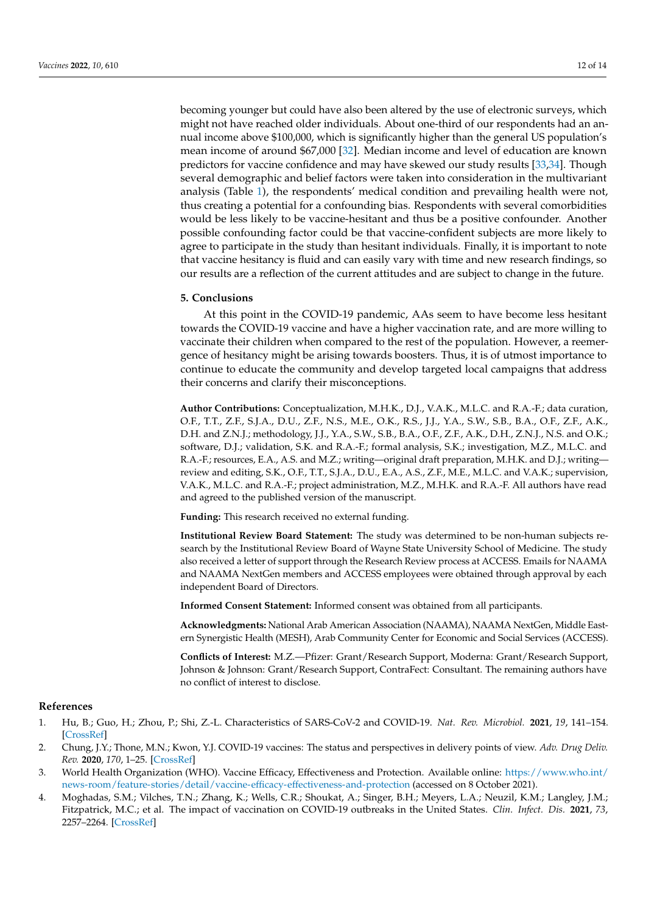becoming younger but could have also been altered by the use of electronic surveys, which might not have reached older individuals. About one-third of our respondents had an annual income above $100,000, which is significantly higher than the general US population's mean income of around $67,000 [32]. Median income and level of education are known predictors for vaccine confidence and may have skewed our study results [33,34]. Though several demographic and belief factors were taken into consideration in the multivariant analysis (Table 1), the respondents' medical condition and prevailing health were not, thus creating a potential for a confounding bias. Respondents with several comorbidities would be less likely to be vaccine-hesitant and thus be a positive confounder. Another possible confounding factor could be that vaccine-confident subjects are more likely to agree to participate in the study than hesitant individuals. Finally, it is important to note that vaccine hesitancy is fluid and can easily vary with time and new research findings, so our results are a reflection of the current attitudes and are subject to change in the future.

## 5. Conclusions

At this point in the COVID-19 pandemic, AAs seem to have become less hesitant towards the COVID-19 vaccine and have a higher vaccination rate, and are more willing to vaccinate their children when compared to the rest of the population. However, a reemergence of hesitancy might be arising towards boosters. Thus, it is of utmost importance to continue to educate the community and develop targeted local campaigns that address their concerns and clarify their misconceptions.

**Author Contributions:** Conceptualization, M.H.K., D.J., V.A.K., M.L.C. and R.A.-F.; data curation, O.F., T.T., Z.F., S.J.A., D.U., Z.F., N.S., M.E., O.K., R.S., J.J., Y.A., S.W., S.B., B.A., O.F., Z.F., A.K., D.H. and Z.N.J.; methodology, J.J., Y.A., S.W., S.B., B.A., O.F., Z.F., A.K., D.H., Z.N.J., N.S. and O.K.; software, D.J.; validation, S.K. and R.A.-F.; formal analysis, S.K.; investigation, M.Z., M.L.C. and R.A.-F.; resources, E.A., A.S. and M.Z.; writing—original draft preparation, M.H.K. and D.J.; writing—review and editing, S.K., O.F., T.T., S.J.A., D.U., E.A., A.S., Z.F., M.E., M.L.C. and V.A.K.; supervision, V.A.K., M.L.C. and R.A.-F.; project administration, M.Z., M.H.K. and R.A.-F. All authors have read and agreed to the published version of the manuscript.

**Funding:** This research received no external funding.

**Institutional Review Board Statement:** The study was determined to be non-human subjects research by the Institutional Review Board of Wayne State University School of Medicine. The study also received a letter of support through the Research Review process at ACCESS. Emails for NAAMA and NAAMA NextGen members and ACCESS employees were obtained through approval by each independent Board of Directors.

**Informed Consent Statement:** Informed consent was obtained from all participants.

**Acknowledgments:** National Arab American Association (NAAMA), NAAMA NextGen, Middle Eastern Synergistic Health (MESH), Arab Community Center for Economic and Social Services (ACCESS).

**Conflicts of Interest:** M.Z.—Pfizer: Grant/Research Support, Moderna: Grant/Research Support, Johnson & Johnson: Grant/Research Support, ContraFect: Consultant. The remaining authors have no conflict of interest to disclose.

## References

1. Hu, B.; Guo, H.; Zhou, P.; Shi, Z.-L. Characteristics of SARS-CoV-2 and COVID-19. *Nat. Rev. Microbiol.* **2021**, *19*, 141–154. [CrossRef]
2. Chung, J.Y.; Thone, M.N.; Kwon, Y.J. COVID-19 vaccines: The status and perspectives in delivery points of view. *Adv. Drug Deliv. Rev.* **2020**, *170*, 1–25. [CrossRef]
3. World Health Organization (WHO). Vaccine Efficacy, Effectiveness and Protection. Available online: https://www.who.int/news-room/feature-stories/detail/vaccine-efficacy-effectiveness-and-protection (accessed on 8 October 2021).
4. Moghadas, S.M.; Vilches, T.N.; Zhang, K.; Wells, C.R.; Shoukat, A.; Singer, B.H.; Meyers, L.A.; Neuzil, K.M.; Langley, J.M.; Fitzpatrick, M.C.; et al. The impact of vaccination on COVID-19 outbreaks in the United States. *Clin. Infect. Dis.* **2021**, *73*, 2257–2264. [CrossRef]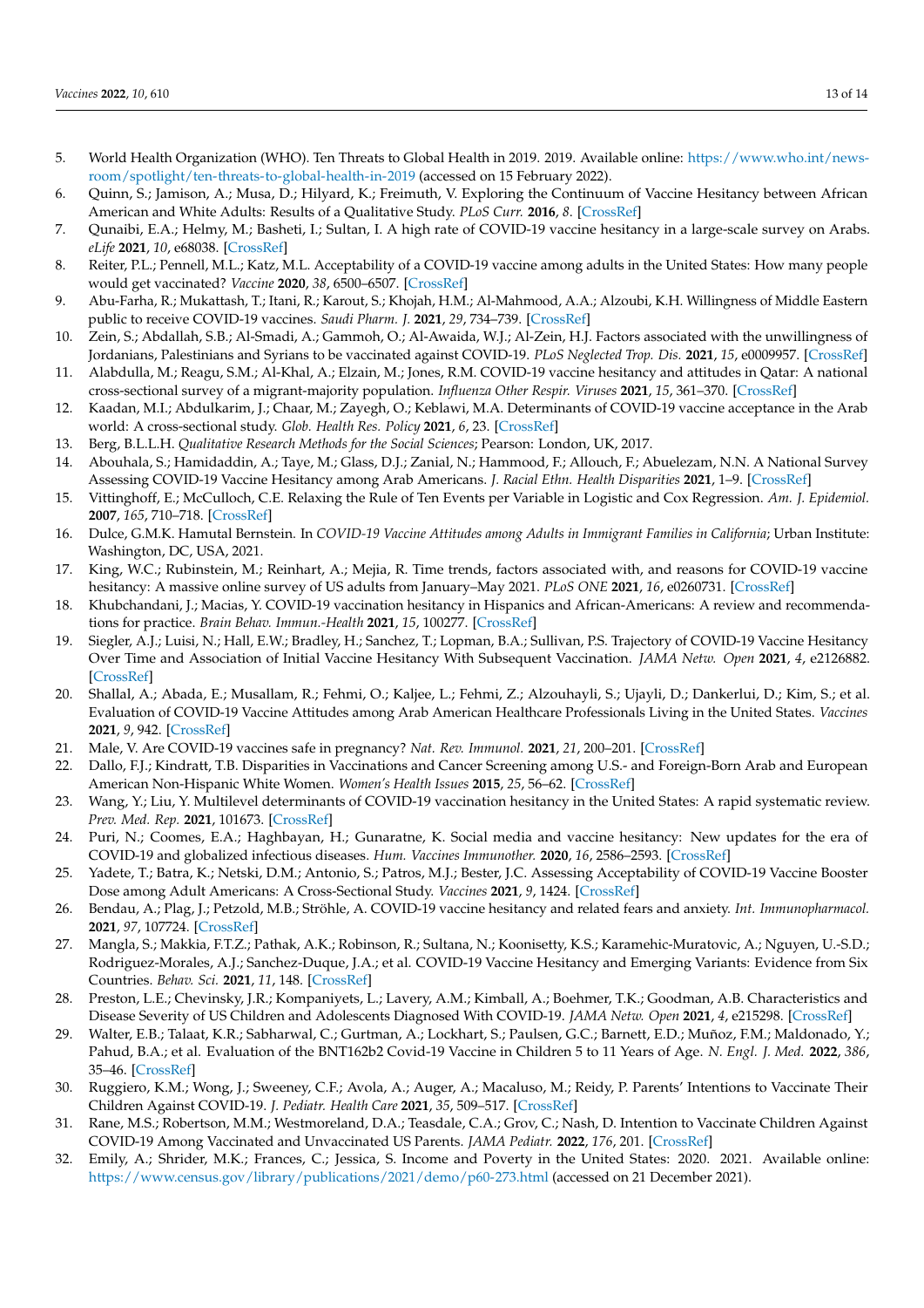5. World Health Organization (WHO). Ten Threats to Global Health in 2019. 2019. Available online: https://www.who.int/news-room/spotlight/ten-threats-to-global-health-in-2019 (accessed on 15 February 2022).
6. Quinn, S.; Jamison, A.; Musa, D.; Hilyard, K.; Freimuth, V. Exploring the Continuum of Vaccine Hesitancy between African American and White Adults: Results of a Qualitative Study. *PLoS Curr.* **2016**, *8*. [CrossRef]
7. Qunaibi, E.A.; Helmy, M.; Basheti, I.; Sultan, I. A high rate of COVID-19 vaccine hesitancy in a large-scale survey on Arabs. *eLife* **2021**, *10*, e68038. [CrossRef]
8. Reiter, P.L.; Pennell, M.L.; Katz, M.L. Acceptability of a COVID-19 vaccine among adults in the United States: How many people would get vaccinated? *Vaccine* **2020**, *38*, 6500–6507. [CrossRef]
9. Abu-Farha, R.; Mukattash, T.; Itani, R.; Karout, S.; Khojah, H.M.; Al-Mahmood, A.A.; Alzoubi, K.H. Willingness of Middle Eastern public to receive COVID-19 vaccines. *Saudi Pharm. J.* **2021**, *29*, 734–739. [CrossRef]
10. Zein, S.; Abdallah, S.B.; Al-Smadi, A.; Gammoh, O.; Al-Awaida, W.J.; Al-Zein, H.J. Factors associated with the unwillingness of Jordanians, Palestinians and Syrians to be vaccinated against COVID-19. *PLoS Neglected Trop. Dis.* **2021**, *15*, e0009957. [CrossRef]
11. Alabdulla, M.; Reagu, S.M.; Al-Khal, A.; Elzain, M.; Jones, R.M. COVID-19 vaccine hesitancy and attitudes in Qatar: A national cross-sectional survey of a migrant-majority population. *Influenza Other Respir. Viruses* **2021**, *15*, 361–370. [CrossRef]
12. Kaadan, M.I.; Abdulkarim, J.; Chaar, M.; Zayegh, O.; Keblawi, M.A. Determinants of COVID-19 vaccine acceptance in the Arab world: A cross-sectional study. *Glob. Health Res. Policy* **2021**, *6*, 23. [CrossRef]
13. Berg, B.L.L.H. *Qualitative Research Methods for the Social Sciences*; Pearson: London, UK, 2017.
14. Abouhala, S.; Hamidaddin, A.; Taye, M.; Glass, D.J.; Zanial, N.; Hammood, F.; Allouch, F.; Abuelezam, N.N. A National Survey Assessing COVID-19 Vaccine Hesitancy among Arab Americans. *J. Racial Ethn. Health Disparities* **2021**, 1–9. [CrossRef]
15. Vittinghoff, E.; McCulloch, C.E. Relaxing the Rule of Ten Events per Variable in Logistic and Cox Regression. *Am. J. Epidemiol.* **2007**, *165*, 710–718. [CrossRef]
16. Dulce, G.M.K. Hamutal Bernstein. In *COVID-19 Vaccine Attitudes among Adults in Immigrant Families in California*; Urban Institute: Washington, DC, USA, 2021.
17. King, W.C.; Rubinstein, M.; Reinhart, A.; Mejia, R. Time trends, factors associated with, and reasons for COVID-19 vaccine hesitancy: A massive online survey of US adults from January–May 2021. *PLoS ONE* **2021**, *16*, e0260731. [CrossRef]
18. Khubchandani, J.; Macias, Y. COVID-19 vaccination hesitancy in Hispanics and African-Americans: A review and recommendations for practice. *Brain Behav. Immun.-Health* **2021**, *15*, 100277. [CrossRef]
19. Siegler, A.J.; Luisi, N.; Hall, E.W.; Bradley, H.; Sanchez, T.; Lopman, B.A.; Sullivan, P.S. Trajectory of COVID-19 Vaccine Hesitancy Over Time and Association of Initial Vaccine Hesitancy With Subsequent Vaccination. *JAMA Netw. Open* **2021**, *4*, e2126882. [CrossRef]
20. Shallal, A.; Abada, E.; Musallam, R.; Fehmi, O.; Kaljee, L.; Fehmi, Z.; Alzouhayli, S.; Ujayli, D.; Dankerlui, D.; Kim, S.; et al. Evaluation of COVID-19 Vaccine Attitudes among Arab American Healthcare Professionals Living in the United States. *Vaccines* **2021**, *9*, 942. [CrossRef]
21. Male, V. Are COVID-19 vaccines safe in pregnancy? *Nat. Rev. Immunol.* **2021**, *21*, 200–201. [CrossRef]
22. Dallo, F.J.; Kindratt, T.B. Disparities in Vaccinations and Cancer Screening among U.S.- and Foreign-Born Arab and European American Non-Hispanic White Women. *Women's Health Issues* **2015**, *25*, 56–62. [CrossRef]
23. Wang, Y.; Liu, Y. Multilevel determinants of COVID-19 vaccination hesitancy in the United States: A rapid systematic review. *Prev. Med. Rep.* **2021**, 101673. [CrossRef]
24. Puri, N.; Coomes, E.A.; Haghbayan, H.; Gunaratne, K. Social media and vaccine hesitancy: New updates for the era of COVID-19 and globalized infectious diseases. *Hum. Vaccines Immunother.* **2020**, *16*, 2586–2593. [CrossRef]
25. Yadete, T.; Batra, K.; Netski, D.M.; Antonio, S.; Patros, M.J.; Bester, J.C. Assessing Acceptability of COVID-19 Vaccine Booster Dose among Adult Americans: A Cross-Sectional Study. *Vaccines* **2021**, *9*, 1424. [CrossRef]
26. Bendau, A.; Plag, J.; Petzold, M.B.; Ströhle, A. COVID-19 vaccine hesitancy and related fears and anxiety. *Int. Immunopharmacol.* **2021**, *97*, 107724. [CrossRef]
27. Mangla, S.; Makkia, F.T.Z.; Pathak, A.K.; Robinson, R.; Sultana, N.; Koonisetty, K.S.; Karamehic-Muratovic, A.; Nguyen, U.-S.D.; Rodriguez-Morales, A.J.; Sanchez-Duque, J.A.; et al. COVID-19 Vaccine Hesitancy and Emerging Variants: Evidence from Six Countries. *Behav. Sci.* **2021**, *11*, 148. [CrossRef]
28. Preston, L.E.; Chevinsky, J.R.; Kompaniyets, L.; Lavery, A.M.; Kimball, A.; Boehmer, T.K.; Goodman, A.B. Characteristics and Disease Severity of US Children and Adolescents Diagnosed With COVID-19. *JAMA Netw. Open* **2021**, *4*, e215298. [CrossRef]
29. Walter, E.B.; Talaat, K.R.; Sabharwal, C.; Gurtman, A.; Lockhart, S.; Paulsen, G.C.; Barnett, E.D.; Muñoz, F.M.; Maldonado, Y.; Pahud, B.A.; et al. Evaluation of the BNT162b2 Covid-19 Vaccine in Children 5 to 11 Years of Age. *N. Engl. J. Med.* **2022**, *386*, 35–46. [CrossRef]
30. Ruggiero, K.M.; Wong, J.; Sweeney, C.F.; Avola, A.; Auger, A.; Macaluso, M.; Reidy, P. Parents' Intentions to Vaccinate Their Children Against COVID-19. *J. Pediatr. Health Care* **2021**, *35*, 509–517. [CrossRef]
31. Rane, M.S.; Robertson, M.M.; Westmoreland, D.A.; Teasdale, C.A.; Grov, C.; Nash, D. Intention to Vaccinate Children Against COVID-19 Among Vaccinated and Unvaccinated US Parents. *JAMA Pediatr.* **2022**, *176*, 201. [CrossRef]
32. Emily, A.; Shrider, M.K.; Frances, C.; Jessica, S. Income and Poverty in the United States: 2020. 2021. Available online: https://www.census.gov/library/publications/2021/demo/p60-273.html (accessed on 21 December 2021).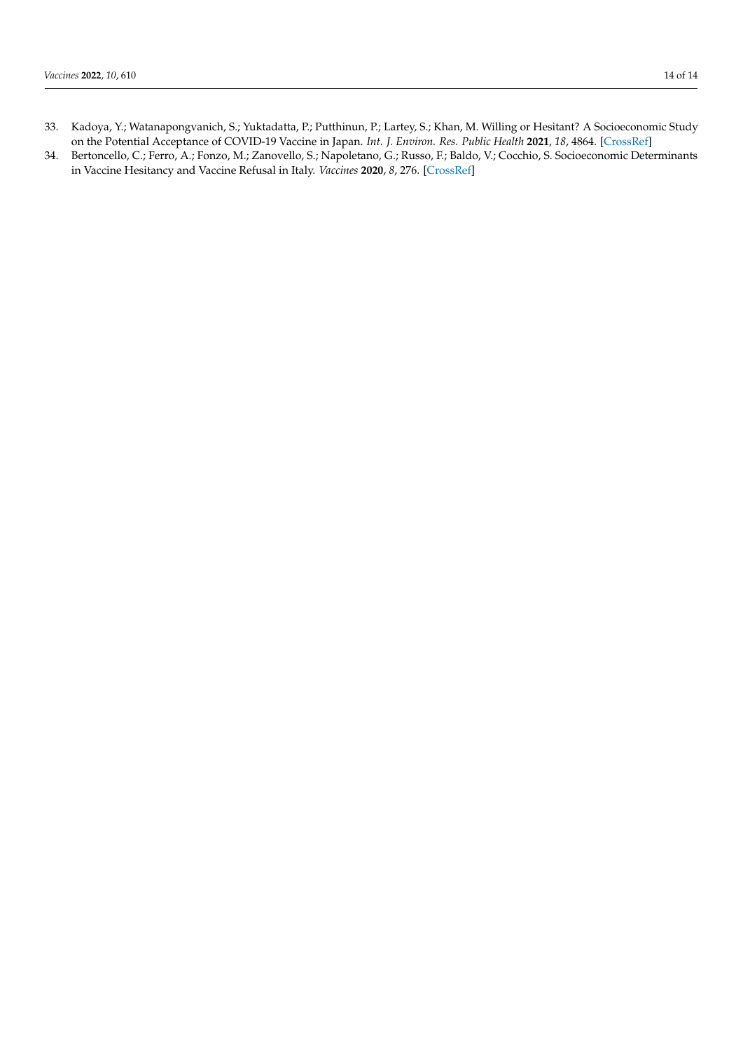33. Kadoya, Y.; Watanapongvanich, S.; Yuktadatta, P.; Putthinun, P.; Lartey, S.; Khan, M. Willing or Hesitant? A Socioeconomic Study on the Potential Acceptance of COVID-19 Vaccine in Japan. *Int. J. Environ. Res. Public Health* **2021**, *18*, 4864. [CrossRef]
34. Bertoncello, C.; Ferro, A.; Fonzo, M.; Zanovello, S.; Napoletano, G.; Russo, F.; Baldo, V.; Cocchio, S. Socioeconomic Determinants in Vaccine Hesitancy and Vaccine Refusal in Italy. *Vaccines* **2020**, *8*, 276. [CrossRef]